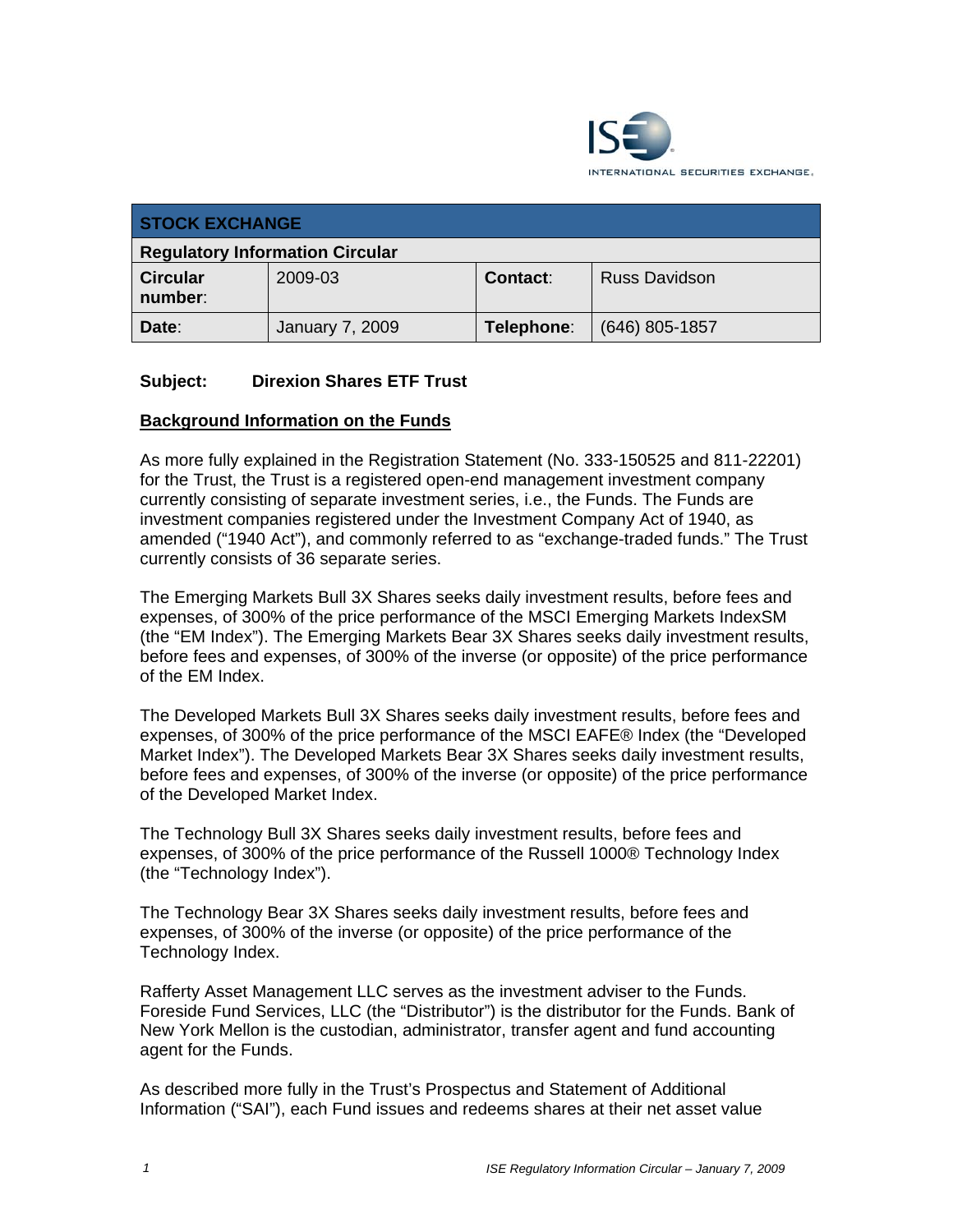| STOCK EXCHANGE | | | |
|---|---|---|---|
| **Regulatory Information Circular** | | | |
| **Circular number:** | 2009-03 | **Contact:** | Russ Davidson |
| **Date:** | January 7, 2009 | **Telephone:** | (646) 805-1857 |

**Subject: Direxion Shares ETF Trust**

## Background Information on the Funds

As more fully explained in the Registration Statement (No. 333-150525 and 811-22201) for the Trust, the Trust is a registered open-end management investment company currently consisting of separate investment series, i.e., the Funds. The Funds are investment companies registered under the Investment Company Act of 1940, as amended ("1940 Act"), and commonly referred to as "exchange-traded funds." The Trust currently consists of 36 separate series.

The Emerging Markets Bull 3X Shares seeks daily investment results, before fees and expenses, of 300% of the price performance of the MSCI Emerging Markets IndexSM (the "EM Index"). The Emerging Markets Bear 3X Shares seeks daily investment results, before fees and expenses, of 300% of the inverse (or opposite) of the price performance of the EM Index.

The Developed Markets Bull 3X Shares seeks daily investment results, before fees and expenses, of 300% of the price performance of the MSCI EAFE® Index (the "Developed Market Index"). The Developed Markets Bear 3X Shares seeks daily investment results, before fees and expenses, of 300% of the inverse (or opposite) of the price performance of the Developed Market Index.

The Technology Bull 3X Shares seeks daily investment results, before fees and expenses, of 300% of the price performance of the Russell 1000® Technology Index (the "Technology Index").

The Technology Bear 3X Shares seeks daily investment results, before fees and expenses, of 300% of the inverse (or opposite) of the price performance of the Technology Index.

Rafferty Asset Management LLC serves as the investment adviser to the Funds. Foreside Fund Services, LLC (the "Distributor") is the distributor for the Funds. Bank of New York Mellon is the custodian, administrator, transfer agent and fund accounting agent for the Funds.

As described more fully in the Trust's Prospectus and Statement of Additional Information ("SAI"), each Fund issues and redeems shares at their net asset value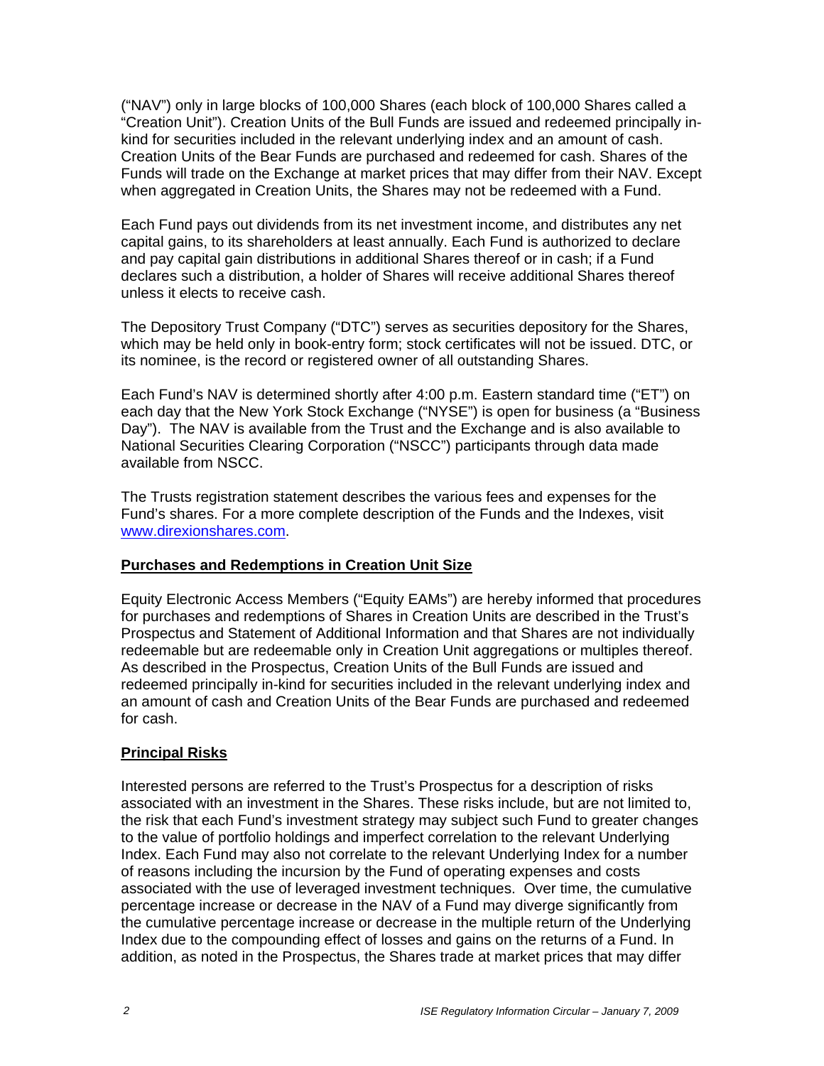("NAV") only in large blocks of 100,000 Shares (each block of 100,000 Shares called a "Creation Unit"). Creation Units of the Bull Funds are issued and redeemed principally in-kind for securities included in the relevant underlying index and an amount of cash. Creation Units of the Bear Funds are purchased and redeemed for cash. Shares of the Funds will trade on the Exchange at market prices that may differ from their NAV. Except when aggregated in Creation Units, the Shares may not be redeemed with a Fund.

Each Fund pays out dividends from its net investment income, and distributes any net capital gains, to its shareholders at least annually. Each Fund is authorized to declare and pay capital gain distributions in additional Shares thereof or in cash; if a Fund declares such a distribution, a holder of Shares will receive additional Shares thereof unless it elects to receive cash.

The Depository Trust Company ("DTC") serves as securities depository for the Shares, which may be held only in book-entry form; stock certificates will not be issued. DTC, or its nominee, is the record or registered owner of all outstanding Shares.

Each Fund's NAV is determined shortly after 4:00 p.m. Eastern standard time ("ET") on each day that the New York Stock Exchange ("NYSE") is open for business (a "Business Day"). The NAV is available from the Trust and the Exchange and is also available to National Securities Clearing Corporation ("NSCC") participants through data made available from NSCC.

The Trusts registration statement describes the various fees and expenses for the Fund's shares. For a more complete description of the Funds and the Indexes, visit www.direxionshares.com.

**Purchases and Redemptions in Creation Unit Size**

Equity Electronic Access Members ("Equity EAMs") are hereby informed that procedures for purchases and redemptions of Shares in Creation Units are described in the Trust's Prospectus and Statement of Additional Information and that Shares are not individually redeemable but are redeemable only in Creation Unit aggregations or multiples thereof. As described in the Prospectus, Creation Units of the Bull Funds are issued and redeemed principally in-kind for securities included in the relevant underlying index and an amount of cash and Creation Units of the Bear Funds are purchased and redeemed for cash.

**Principal Risks**

Interested persons are referred to the Trust's Prospectus for a description of risks associated with an investment in the Shares. These risks include, but are not limited to, the risk that each Fund's investment strategy may subject such Fund to greater changes to the value of portfolio holdings and imperfect correlation to the relevant Underlying Index. Each Fund may also not correlate to the relevant Underlying Index for a number of reasons including the incursion by the Fund of operating expenses and costs associated with the use of leveraged investment techniques. Over time, the cumulative percentage increase or decrease in the NAV of a Fund may diverge significantly from the cumulative percentage increase or decrease in the multiple return of the Underlying Index due to the compounding effect of losses and gains on the returns of a Fund. In addition, as noted in the Prospectus, the Shares trade at market prices that may differ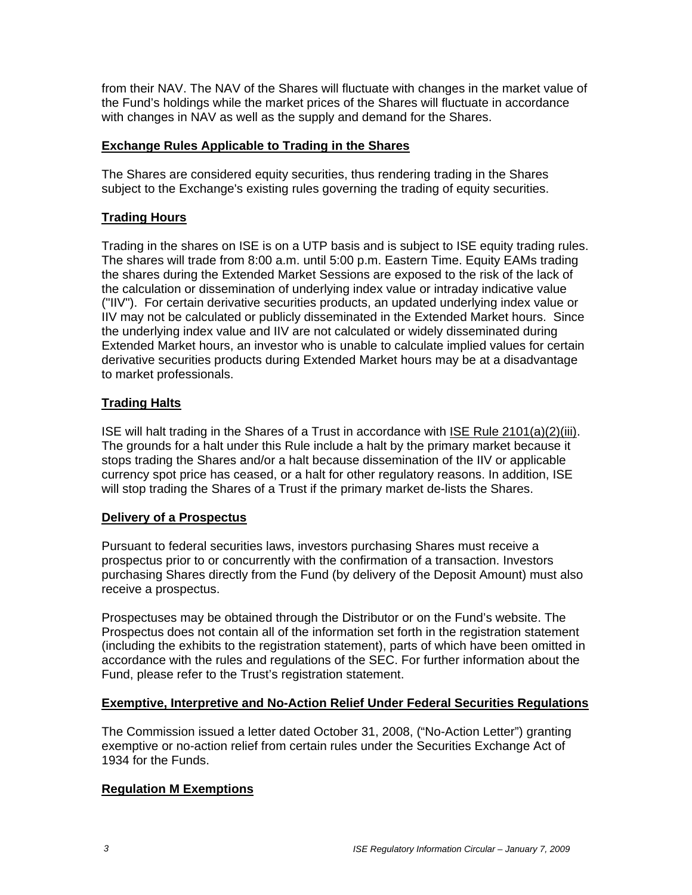from their NAV. The NAV of the Shares will fluctuate with changes in the market value of the Fund's holdings while the market prices of the Shares will fluctuate in accordance with changes in NAV as well as the supply and demand for the Shares.

## Exchange Rules Applicable to Trading in the Shares

The Shares are considered equity securities, thus rendering trading in the Shares subject to the Exchange's existing rules governing the trading of equity securities.

## Trading Hours

Trading in the shares on ISE is on a UTP basis and is subject to ISE equity trading rules. The shares will trade from 8:00 a.m. until 5:00 p.m. Eastern Time. Equity EAMs trading the shares during the Extended Market Sessions are exposed to the risk of the lack of the calculation or dissemination of underlying index value or intraday indicative value ("IIV"). For certain derivative securities products, an updated underlying index value or IIV may not be calculated or publicly disseminated in the Extended Market hours. Since the underlying index value and IIV are not calculated or widely disseminated during Extended Market hours, an investor who is unable to calculate implied values for certain derivative securities products during Extended Market hours may be at a disadvantage to market professionals.

## Trading Halts

ISE will halt trading in the Shares of a Trust in accordance with ISE Rule 2101(a)(2)(iii). The grounds for a halt under this Rule include a halt by the primary market because it stops trading the Shares and/or a halt because dissemination of the IIV or applicable currency spot price has ceased, or a halt for other regulatory reasons. In addition, ISE will stop trading the Shares of a Trust if the primary market de-lists the Shares.

## Delivery of a Prospectus

Pursuant to federal securities laws, investors purchasing Shares must receive a prospectus prior to or concurrently with the confirmation of a transaction. Investors purchasing Shares directly from the Fund (by delivery of the Deposit Amount) must also receive a prospectus.

Prospectuses may be obtained through the Distributor or on the Fund's website. The Prospectus does not contain all of the information set forth in the registration statement (including the exhibits to the registration statement), parts of which have been omitted in accordance with the rules and regulations of the SEC. For further information about the Fund, please refer to the Trust's registration statement.

## Exemptive, Interpretive and No-Action Relief Under Federal Securities Regulations

The Commission issued a letter dated October 31, 2008, ("No-Action Letter") granting exemptive or no-action relief from certain rules under the Securities Exchange Act of 1934 for the Funds.

## Regulation M Exemptions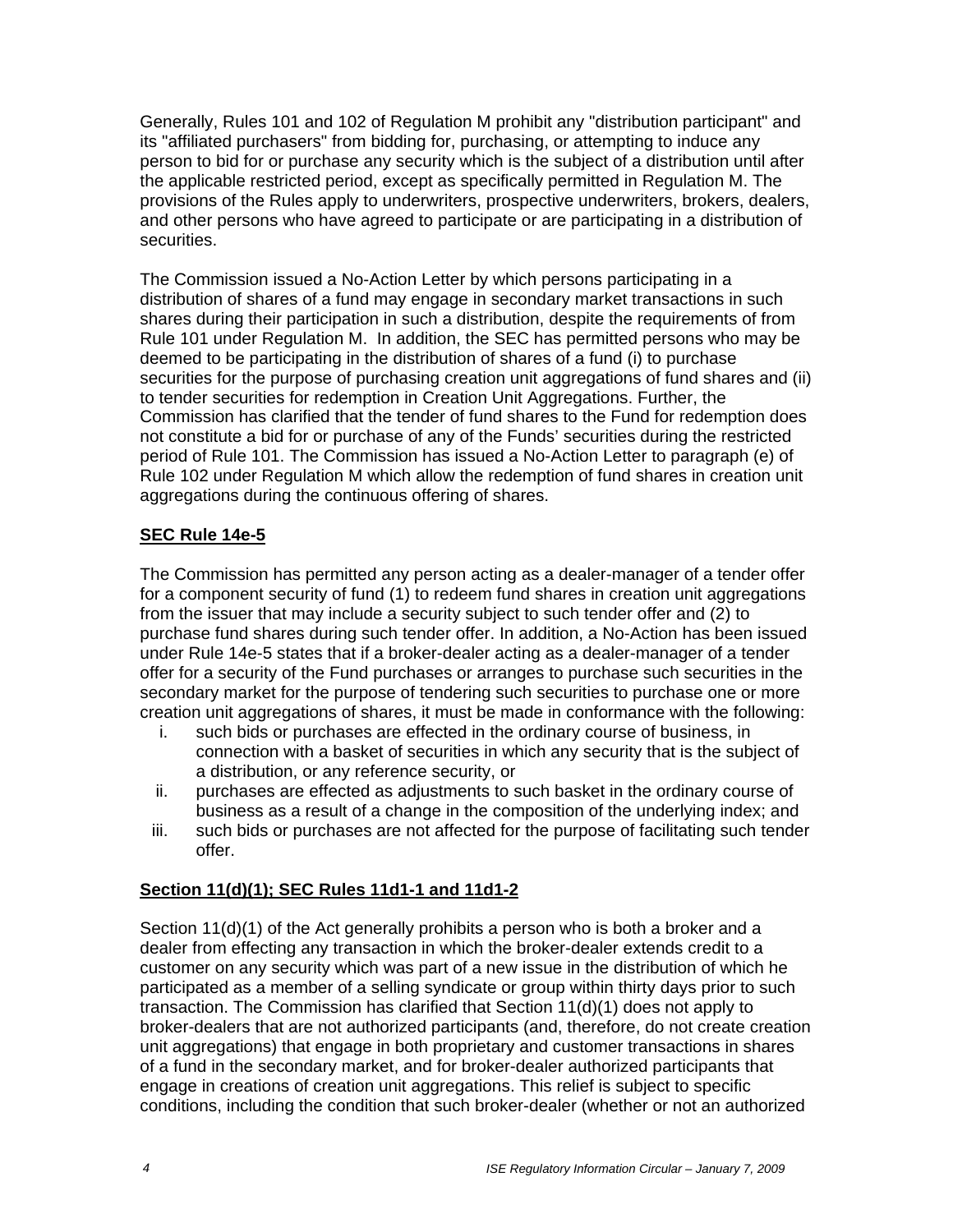Generally, Rules 101 and 102 of Regulation M prohibit any "distribution participant" and its "affiliated purchasers" from bidding for, purchasing, or attempting to induce any person to bid for or purchase any security which is the subject of a distribution until after the applicable restricted period, except as specifically permitted in Regulation M. The provisions of the Rules apply to underwriters, prospective underwriters, brokers, dealers, and other persons who have agreed to participate or are participating in a distribution of securities.

The Commission issued a No-Action Letter by which persons participating in a distribution of shares of a fund may engage in secondary market transactions in such shares during their participation in such a distribution, despite the requirements of from Rule 101 under Regulation M. In addition, the SEC has permitted persons who may be deemed to be participating in the distribution of shares of a fund (i) to purchase securities for the purpose of purchasing creation unit aggregations of fund shares and (ii) to tender securities for redemption in Creation Unit Aggregations. Further, the Commission has clarified that the tender of fund shares to the Fund for redemption does not constitute a bid for or purchase of any of the Funds' securities during the restricted period of Rule 101. The Commission has issued a No-Action Letter to paragraph (e) of Rule 102 under Regulation M which allow the redemption of fund shares in creation unit aggregations during the continuous offering of shares.

## SEC Rule 14e-5

The Commission has permitted any person acting as a dealer-manager of a tender offer for a component security of fund (1) to redeem fund shares in creation unit aggregations from the issuer that may include a security subject to such tender offer and (2) to purchase fund shares during such tender offer. In addition, a No-Action has been issued under Rule 14e-5 states that if a broker-dealer acting as a dealer-manager of a tender offer for a security of the Fund purchases or arranges to purchase such securities in the secondary market for the purpose of tendering such securities to purchase one or more creation unit aggregations of shares, it must be made in conformance with the following:

i. such bids or purchases are effected in the ordinary course of business, in connection with a basket of securities in which any security that is the subject of a distribution, or any reference security, or
ii. purchases are effected as adjustments to such basket in the ordinary course of business as a result of a change in the composition of the underlying index; and
iii. such bids or purchases are not affected for the purpose of facilitating such tender offer.

## Section 11(d)(1); SEC Rules 11d1-1 and 11d1-2

Section 11(d)(1) of the Act generally prohibits a person who is both a broker and a dealer from effecting any transaction in which the broker-dealer extends credit to a customer on any security which was part of a new issue in the distribution of which he participated as a member of a selling syndicate or group within thirty days prior to such transaction. The Commission has clarified that Section 11(d)(1) does not apply to broker-dealers that are not authorized participants (and, therefore, do not create creation unit aggregations) that engage in both proprietary and customer transactions in shares of a fund in the secondary market, and for broker-dealer authorized participants that engage in creations of creation unit aggregations. This relief is subject to specific conditions, including the condition that such broker-dealer (whether or not an authorized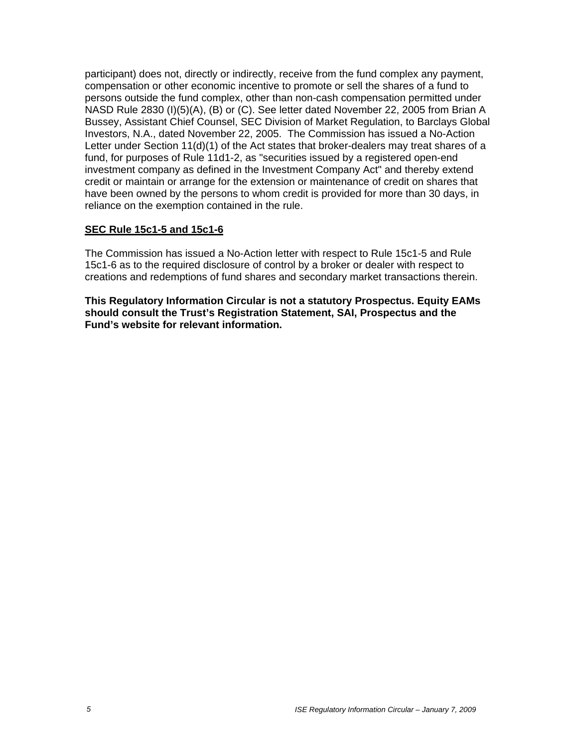participant) does not, directly or indirectly, receive from the fund complex any payment, compensation or other economic incentive to promote or sell the shares of a fund to persons outside the fund complex, other than non-cash compensation permitted under NASD Rule 2830 (I)(5)(A), (B) or (C). See letter dated November 22, 2005 from Brian A Bussey, Assistant Chief Counsel, SEC Division of Market Regulation, to Barclays Global Investors, N.A., dated November 22, 2005. The Commission has issued a No-Action Letter under Section 11(d)(1) of the Act states that broker-dealers may treat shares of a fund, for purposes of Rule 11d1-2, as "securities issued by a registered open-end investment company as defined in the Investment Company Act" and thereby extend credit or maintain or arrange for the extension or maintenance of credit on shares that have been owned by the persons to whom credit is provided for more than 30 days, in reliance on the exemption contained in the rule.

**SEC Rule 15c1-5 and 15c1-6**

The Commission has issued a No-Action letter with respect to Rule 15c1-5 and Rule 15c1-6 as to the required disclosure of control by a broker or dealer with respect to creations and redemptions of fund shares and secondary market transactions therein.

**This Regulatory Information Circular is not a statutory Prospectus. Equity EAMs should consult the Trust's Registration Statement, SAI, Prospectus and the Fund's website for relevant information.**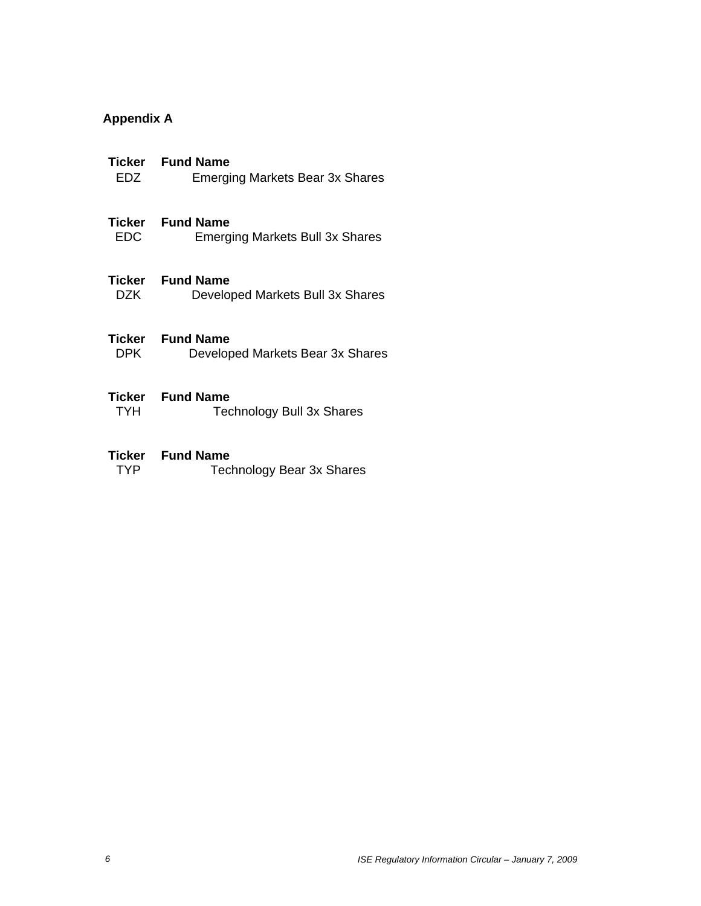## Appendix A

| Ticker | Fund Name |
|---|---|
| EDZ | Emerging Markets Bear 3x Shares |

| Ticker | Fund Name |
|---|---|
| EDC | Emerging Markets Bull 3x Shares |

| Ticker | Fund Name |
|---|---|
| DZK | Developed Markets Bull 3x Shares |

| Ticker | Fund Name |
|---|---|
| DPK | Developed Markets Bear 3x Shares |

| Ticker | Fund Name |
|---|---|
| TYH | Technology Bull 3x Shares |

| Ticker | Fund Name |
|---|---|
| TYP | Technology Bear 3x Shares |